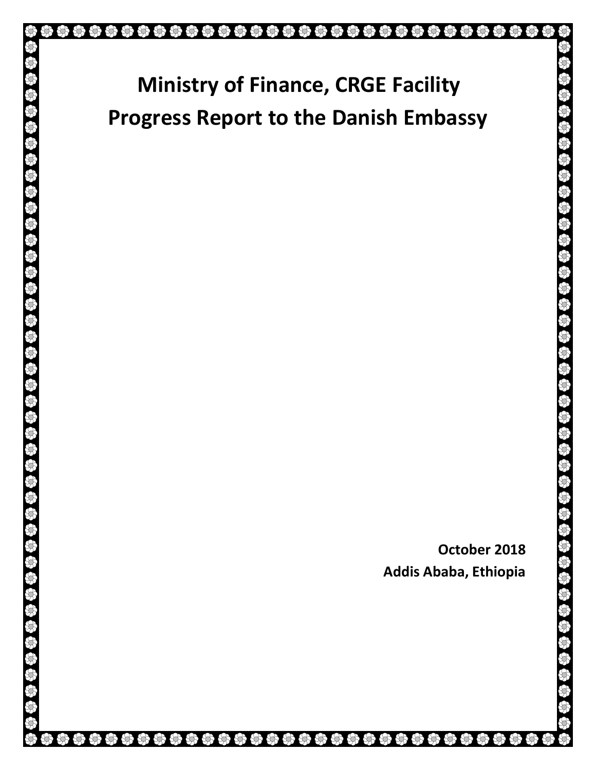# Ministry of Finance, CRGE Facility
# Progress Report to the Danish Embassy

**October 2018**
**Addis Ababa, Ethiopia**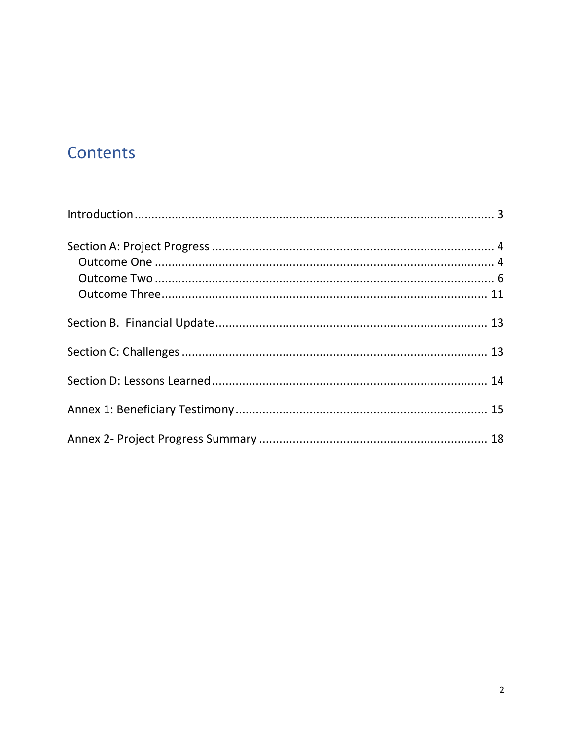# Contents

Introduction ........................................................................................................ 3

Section A: Project Progress ................................................................................... 4
- Outcome One ..................................................................................................... 4
- Outcome Two ..................................................................................................... 6
- Outcome Three ................................................................................................ 11

Section B. Financial Update ................................................................................ 13

Section C: Challenges .......................................................................................... 13

Section D: Lessons Learned ................................................................................ 14

Annex 1: Beneficiary Testimony .......................................................................... 15

Annex 2- Project Progress Summary ................................................................... 18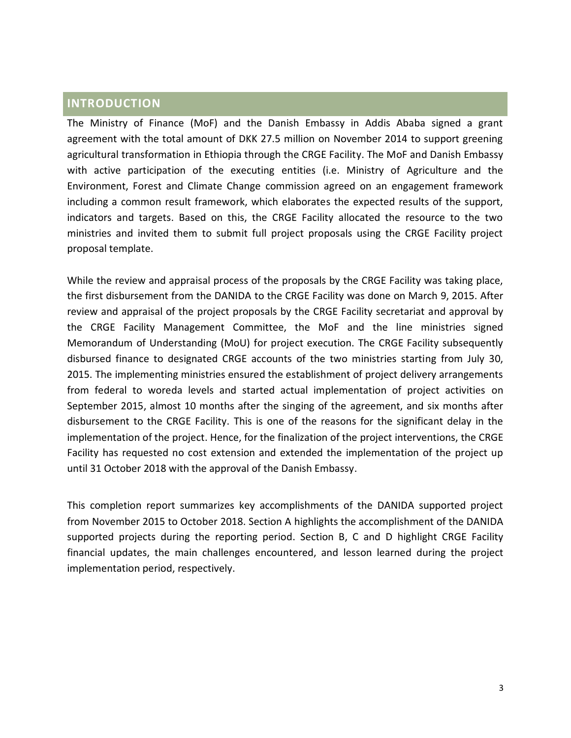## INTRODUCTION

The Ministry of Finance (MoF) and the Danish Embassy in Addis Ababa signed a grant agreement with the total amount of DKK 27.5 million on November 2014 to support greening agricultural transformation in Ethiopia through the CRGE Facility. The MoF and Danish Embassy with active participation of the executing entities (i.e. Ministry of Agriculture and the Environment, Forest and Climate Change commission agreed on an engagement framework including a common result framework, which elaborates the expected results of the support, indicators and targets. Based on this, the CRGE Facility allocated the resource to the two ministries and invited them to submit full project proposals using the CRGE Facility project proposal template.

While the review and appraisal process of the proposals by the CRGE Facility was taking place, the first disbursement from the DANIDA to the CRGE Facility was done on March 9, 2015. After review and appraisal of the project proposals by the CRGE Facility secretariat and approval by the CRGE Facility Management Committee, the MoF and the line ministries signed Memorandum of Understanding (MoU) for project execution. The CRGE Facility subsequently disbursed finance to designated CRGE accounts of the two ministries starting from July 30, 2015. The implementing ministries ensured the establishment of project delivery arrangements from federal to woreda levels and started actual implementation of project activities on September 2015, almost 10 months after the singing of the agreement, and six months after disbursement to the CRGE Facility. This is one of the reasons for the significant delay in the implementation of the project. Hence, for the finalization of the project interventions, the CRGE Facility has requested no cost extension and extended the implementation of the project up until 31 October 2018 with the approval of the Danish Embassy.

This completion report summarizes key accomplishments of the DANIDA supported project from November 2015 to October 2018. Section A highlights the accomplishment of the DANIDA supported projects during the reporting period. Section B, C and D highlight CRGE Facility financial updates, the main challenges encountered, and lesson learned during the project implementation period, respectively.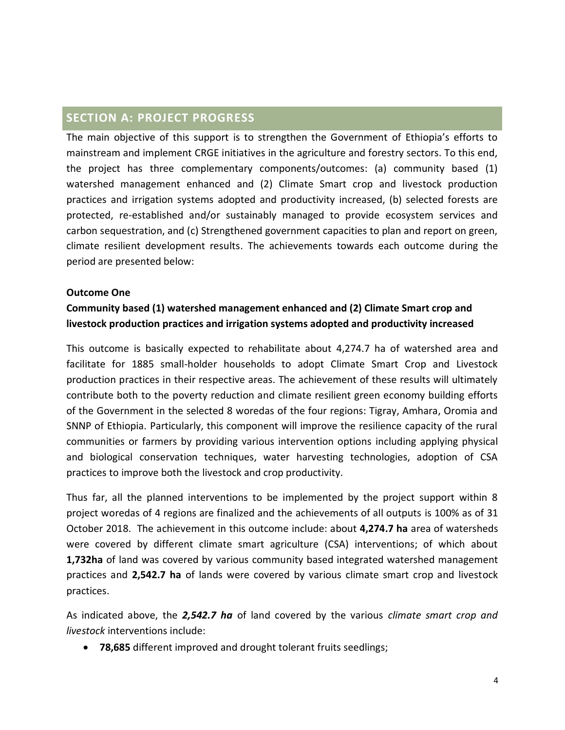## SECTION A: PROJECT PROGRESS

The main objective of this support is to strengthen the Government of Ethiopia's efforts to mainstream and implement CRGE initiatives in the agriculture and forestry sectors. To this end, the project has three complementary components/outcomes: (a) community based (1) watershed management enhanced and (2) Climate Smart crop and livestock production practices and irrigation systems adopted and productivity increased, (b) selected forests are protected, re-established and/or sustainably managed to provide ecosystem services and carbon sequestration, and (c) Strengthened government capacities to plan and report on green, climate resilient development results. The achievements towards each outcome during the period are presented below:

**Outcome One**

**Community based (1) watershed management enhanced and (2) Climate Smart crop and livestock production practices and irrigation systems adopted and productivity increased**

This outcome is basically expected to rehabilitate about 4,274.7 ha of watershed area and facilitate for 1885 small-holder households to adopt Climate Smart Crop and Livestock production practices in their respective areas. The achievement of these results will ultimately contribute both to the poverty reduction and climate resilient green economy building efforts of the Government in the selected 8 woredas of the four regions: Tigray, Amhara, Oromia and SNNP of Ethiopia. Particularly, this component will improve the resilience capacity of the rural communities or farmers by providing various intervention options including applying physical and biological conservation techniques, water harvesting technologies, adoption of CSA practices to improve both the livestock and crop productivity.

Thus far, all the planned interventions to be implemented by the project support within 8 project woredas of 4 regions are finalized and the achievements of all outputs is 100% as of 31 October 2018. The achievement in this outcome include: about **4,274.7 ha** area of watersheds were covered by different climate smart agriculture (CSA) interventions; of which about **1,732ha** of land was covered by various community based integrated watershed management practices and **2,542.7 ha** of lands were covered by various climate smart crop and livestock practices.

As indicated above, the ***2,542.7 ha*** of land covered by the various *climate smart crop and livestock* interventions include:

- **78,685** different improved and drought tolerant fruits seedlings;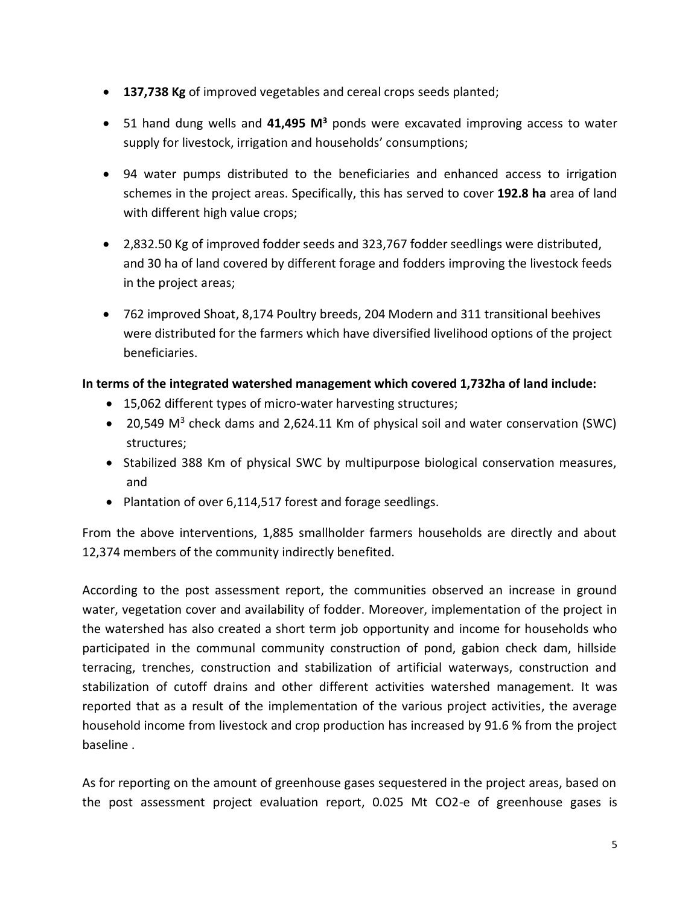- **137,738 Kg** of improved vegetables and cereal crops seeds planted;
- 51 hand dung wells and **41,495 M$^3$** ponds were excavated improving access to water supply for livestock, irrigation and households' consumptions;
- 94 water pumps distributed to the beneficiaries and enhanced access to irrigation schemes in the project areas. Specifically, this has served to cover **192.8 ha** area of land with different high value crops;
- 2,832.50 Kg of improved fodder seeds and 323,767 fodder seedlings were distributed, and 30 ha of land covered by different forage and fodders improving the livestock feeds in the project areas;
- 762 improved Shoat, 8,174 Poultry breeds, 204 Modern and 311 transitional beehives were distributed for the farmers which have diversified livelihood options of the project beneficiaries.

**In terms of the integrated watershed management which covered 1,732ha of land include:**

- 15,062 different types of micro-water harvesting structures;
- 20,549 M$^3$ check dams and 2,624.11 Km of physical soil and water conservation (SWC) structures;
- Stabilized 388 Km of physical SWC by multipurpose biological conservation measures, and
- Plantation of over 6,114,517 forest and forage seedlings.

From the above interventions, 1,885 smallholder farmers households are directly and about 12,374 members of the community indirectly benefited.

According to the post assessment report, the communities observed an increase in ground water, vegetation cover and availability of fodder. Moreover, implementation of the project in the watershed has also created a short term job opportunity and income for households who participated in the communal community construction of pond, gabion check dam, hillside terracing, trenches, construction and stabilization of artificial waterways, construction and stabilization of cutoff drains and other different activities watershed management. It was reported that as a result of the implementation of the various project activities, the average household income from livestock and crop production has increased by 91.6 % from the project baseline .

As for reporting on the amount of greenhouse gases sequestered in the project areas, based on the post assessment project evaluation report, 0.025 Mt $CO_2$-e of greenhouse gases is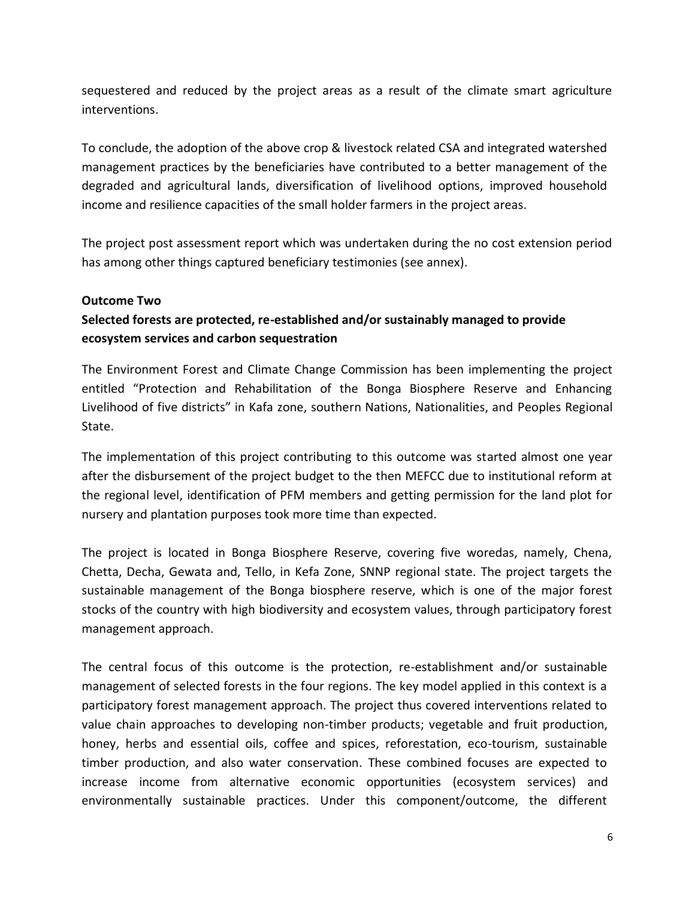sequestered and reduced by the project areas as a result of the climate smart agriculture interventions.

To conclude, the adoption of the above crop & livestock related CSA and integrated watershed management practices by the beneficiaries have contributed to a better management of the degraded and agricultural lands, diversification of livelihood options, improved household income and resilience capacities of the small holder farmers in the project areas.

The project post assessment report which was undertaken during the no cost extension period has among other things captured beneficiary testimonies (see annex).

**Outcome Two**

**Selected forests are protected, re-established and/or sustainably managed to provide ecosystem services and carbon sequestration**

The Environment Forest and Climate Change Commission has been implementing the project entitled "Protection and Rehabilitation of the Bonga Biosphere Reserve and Enhancing Livelihood of five districts" in Kafa zone, southern Nations, Nationalities, and Peoples Regional State.

The implementation of this project contributing to this outcome was started almost one year after the disbursement of the project budget to the then MEFCC due to institutional reform at the regional level, identification of PFM members and getting permission for the land plot for nursery and plantation purposes took more time than expected.

The project is located in Bonga Biosphere Reserve, covering five woredas, namely, Chena, Chetta, Decha, Gewata and, Tello, in Kefa Zone, SNNP regional state. The project targets the sustainable management of the Bonga biosphere reserve, which is one of the major forest stocks of the country with high biodiversity and ecosystem values, through participatory forest management approach.

The central focus of this outcome is the protection, re-establishment and/or sustainable management of selected forests in the four regions. The key model applied in this context is a participatory forest management approach. The project thus covered interventions related to value chain approaches to developing non-timber products; vegetable and fruit production, honey, herbs and essential oils, coffee and spices, reforestation, eco-tourism, sustainable timber production, and also water conservation. These combined focuses are expected to increase income from alternative economic opportunities (ecosystem services) and environmentally sustainable practices. Under this component/outcome, the different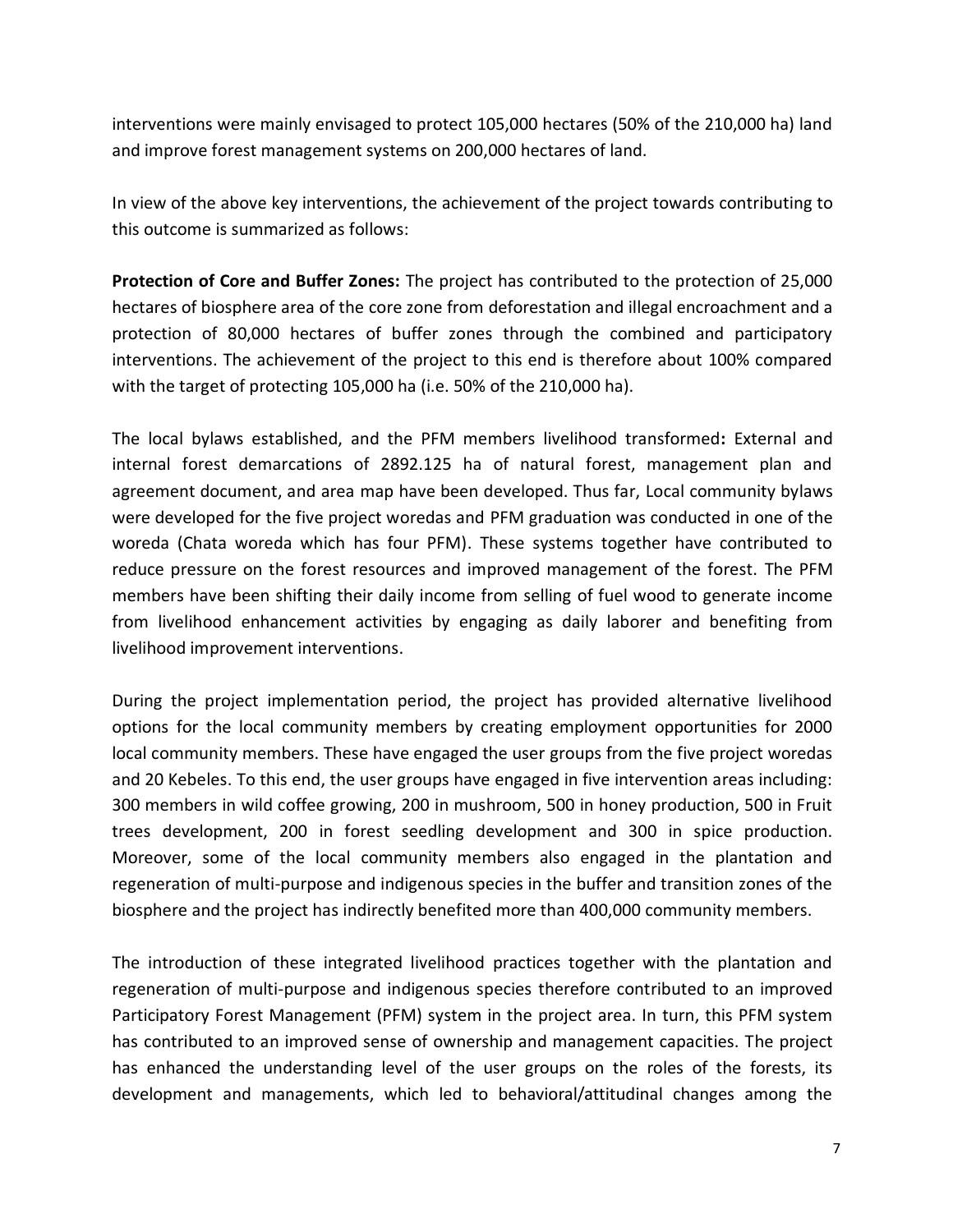interventions were mainly envisaged to protect 105,000 hectares (50% of the 210,000 ha) land and improve forest management systems on 200,000 hectares of land.

In view of the above key interventions, the achievement of the project towards contributing to this outcome is summarized as follows:

**Protection of Core and Buffer Zones:** The project has contributed to the protection of 25,000 hectares of biosphere area of the core zone from deforestation and illegal encroachment and a protection of 80,000 hectares of buffer zones through the combined and participatory interventions. The achievement of the project to this end is therefore about 100% compared with the target of protecting 105,000 ha (i.e. 50% of the 210,000 ha).

The local bylaws established, and the PFM members livelihood transformed**:** External and internal forest demarcations of 2892.125 ha of natural forest, management plan and agreement document, and area map have been developed. Thus far, Local community bylaws were developed for the five project woredas and PFM graduation was conducted in one of the woreda (Chata woreda which has four PFM). These systems together have contributed to reduce pressure on the forest resources and improved management of the forest. The PFM members have been shifting their daily income from selling of fuel wood to generate income from livelihood enhancement activities by engaging as daily laborer and benefiting from livelihood improvement interventions.

During the project implementation period, the project has provided alternative livelihood options for the local community members by creating employment opportunities for 2000 local community members. These have engaged the user groups from the five project woredas and 20 Kebeles. To this end, the user groups have engaged in five intervention areas including: 300 members in wild coffee growing, 200 in mushroom, 500 in honey production, 500 in Fruit trees development, 200 in forest seedling development and 300 in spice production. Moreover, some of the local community members also engaged in the plantation and regeneration of multi-purpose and indigenous species in the buffer and transition zones of the biosphere and the project has indirectly benefited more than 400,000 community members.

The introduction of these integrated livelihood practices together with the plantation and regeneration of multi-purpose and indigenous species therefore contributed to an improved Participatory Forest Management (PFM) system in the project area. In turn, this PFM system has contributed to an improved sense of ownership and management capacities. The project has enhanced the understanding level of the user groups on the roles of the forests, its development and managements, which led to behavioral/attitudinal changes among the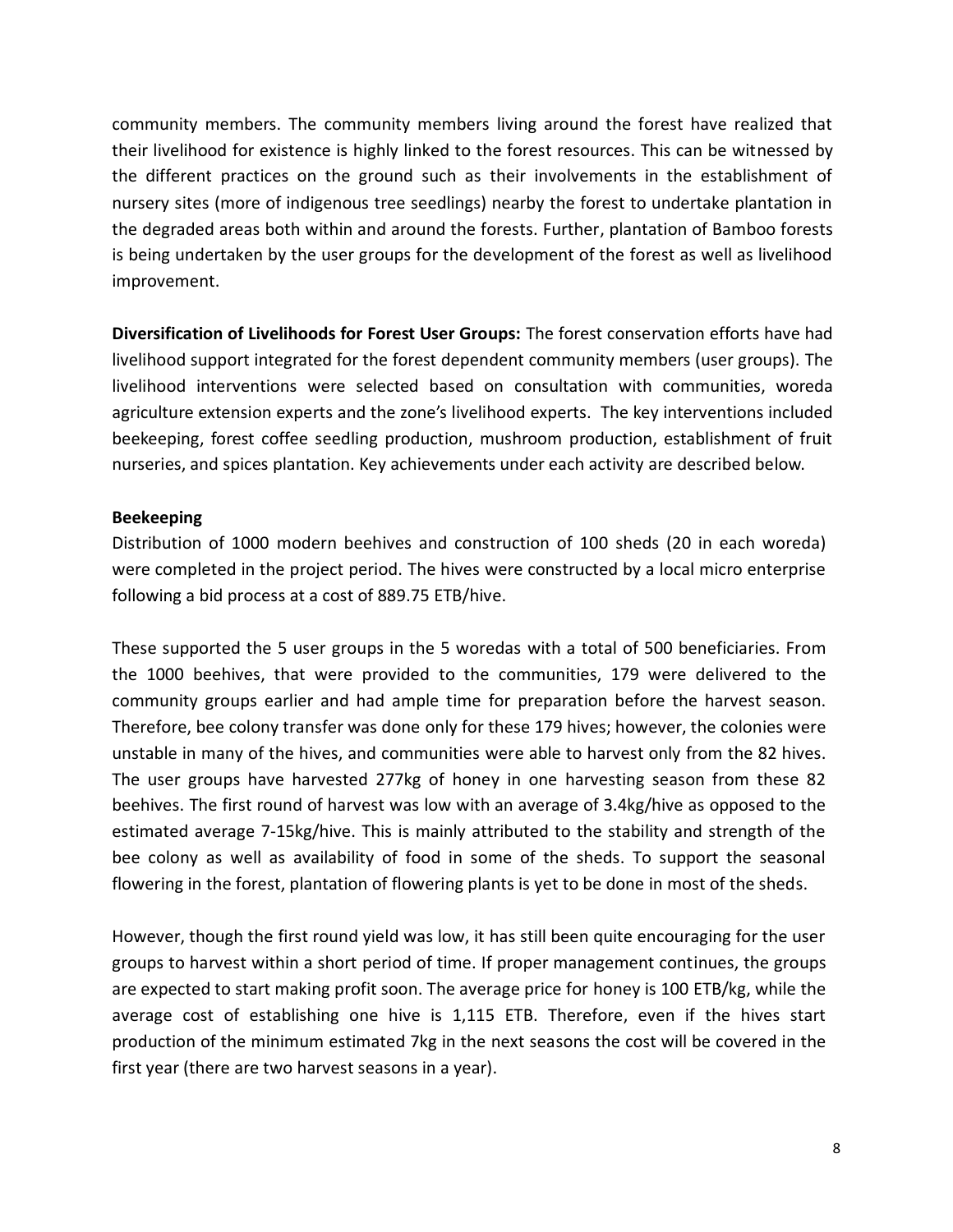community members. The community members living around the forest have realized that their livelihood for existence is highly linked to the forest resources. This can be witnessed by the different practices on the ground such as their involvements in the establishment of nursery sites (more of indigenous tree seedlings) nearby the forest to undertake plantation in the degraded areas both within and around the forests. Further, plantation of Bamboo forests is being undertaken by the user groups for the development of the forest as well as livelihood improvement.

**Diversification of Livelihoods for Forest User Groups:** The forest conservation efforts have had livelihood support integrated for the forest dependent community members (user groups). The livelihood interventions were selected based on consultation with communities, woreda agriculture extension experts and the zone's livelihood experts. The key interventions included beekeeping, forest coffee seedling production, mushroom production, establishment of fruit nurseries, and spices plantation. Key achievements under each activity are described below.

**Beekeeping**

Distribution of 1000 modern beehives and construction of 100 sheds (20 in each woreda) were completed in the project period. The hives were constructed by a local micro enterprise following a bid process at a cost of 889.75 ETB/hive.

These supported the 5 user groups in the 5 woredas with a total of 500 beneficiaries. From the 1000 beehives, that were provided to the communities, 179 were delivered to the community groups earlier and had ample time for preparation before the harvest season. Therefore, bee colony transfer was done only for these 179 hives; however, the colonies were unstable in many of the hives, and communities were able to harvest only from the 82 hives. The user groups have harvested 277kg of honey in one harvesting season from these 82 beehives. The first round of harvest was low with an average of 3.4kg/hive as opposed to the estimated average 7-15kg/hive. This is mainly attributed to the stability and strength of the bee colony as well as availability of food in some of the sheds. To support the seasonal flowering in the forest, plantation of flowering plants is yet to be done in most of the sheds.

However, though the first round yield was low, it has still been quite encouraging for the user groups to harvest within a short period of time. If proper management continues, the groups are expected to start making profit soon. The average price for honey is 100 ETB/kg, while the average cost of establishing one hive is 1,115 ETB. Therefore, even if the hives start production of the minimum estimated 7kg in the next seasons the cost will be covered in the first year (there are two harvest seasons in a year).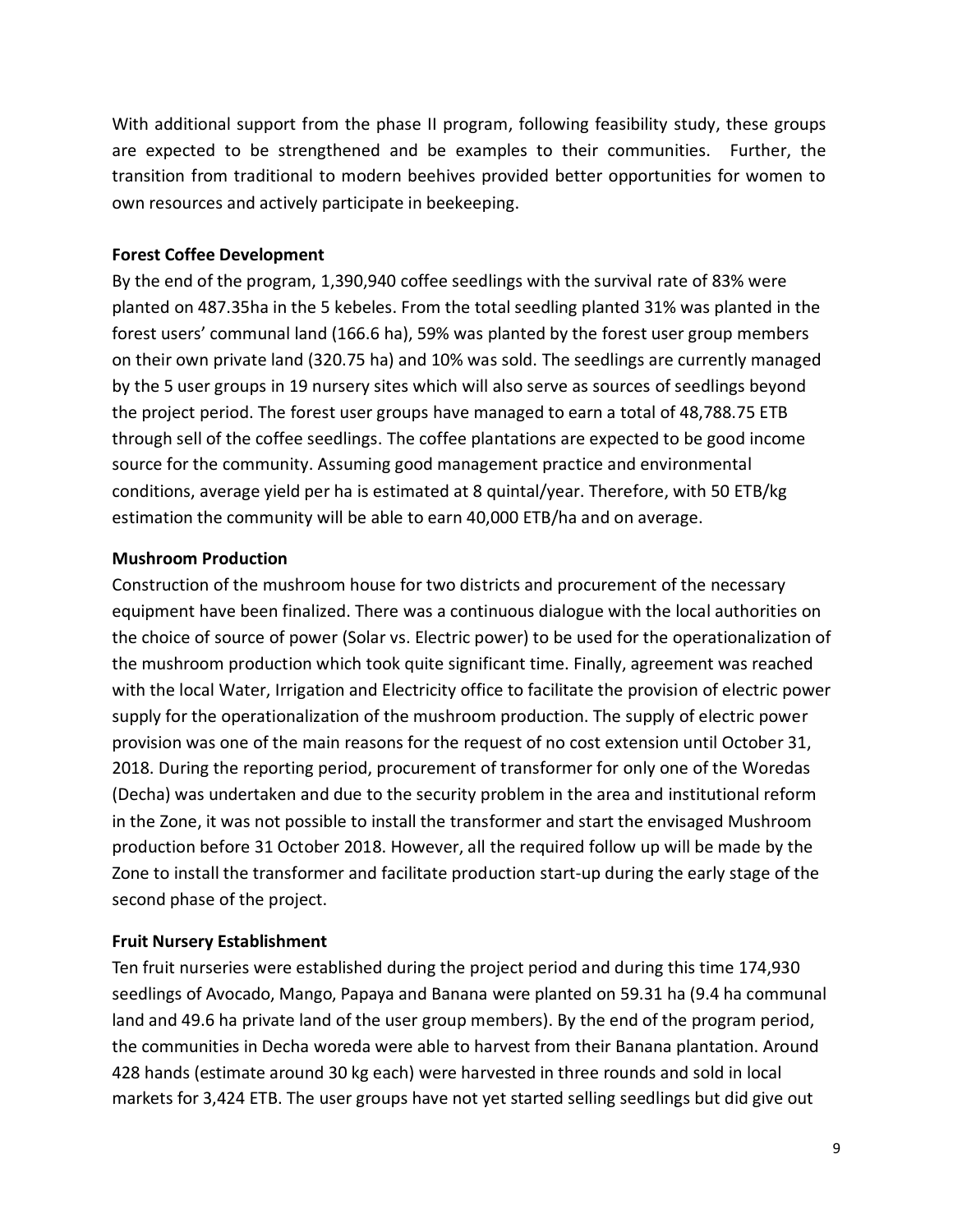With additional support from the phase II program, following feasibility study, these groups are expected to be strengthened and be examples to their communities. Further, the transition from traditional to modern beehives provided better opportunities for women to own resources and actively participate in beekeeping.

**Forest Coffee Development**

By the end of the program, 1,390,940 coffee seedlings with the survival rate of 83% were planted on 487.35ha in the 5 kebeles. From the total seedling planted 31% was planted in the forest users' communal land (166.6 ha), 59% was planted by the forest user group members on their own private land (320.75 ha) and 10% was sold. The seedlings are currently managed by the 5 user groups in 19 nursery sites which will also serve as sources of seedlings beyond the project period. The forest user groups have managed to earn a total of 48,788.75 ETB through sell of the coffee seedlings. The coffee plantations are expected to be good income source for the community. Assuming good management practice and environmental conditions, average yield per ha is estimated at 8 quintal/year. Therefore, with 50 ETB/kg estimation the community will be able to earn 40,000 ETB/ha and on average.

**Mushroom Production**

Construction of the mushroom house for two districts and procurement of the necessary equipment have been finalized. There was a continuous dialogue with the local authorities on the choice of source of power (Solar vs. Electric power) to be used for the operationalization of the mushroom production which took quite significant time. Finally, agreement was reached with the local Water, Irrigation and Electricity office to facilitate the provision of electric power supply for the operationalization of the mushroom production. The supply of electric power provision was one of the main reasons for the request of no cost extension until October 31, 2018. During the reporting period, procurement of transformer for only one of the Woredas (Decha) was undertaken and due to the security problem in the area and institutional reform in the Zone, it was not possible to install the transformer and start the envisaged Mushroom production before 31 October 2018. However, all the required follow up will be made by the Zone to install the transformer and facilitate production start-up during the early stage of the second phase of the project.

**Fruit Nursery Establishment**

Ten fruit nurseries were established during the project period and during this time 174,930 seedlings of Avocado, Mango, Papaya and Banana were planted on 59.31 ha (9.4 ha communal land and 49.6 ha private land of the user group members). By the end of the program period, the communities in Decha woreda were able to harvest from their Banana plantation. Around 428 hands (estimate around 30 kg each) were harvested in three rounds and sold in local markets for 3,424 ETB. The user groups have not yet started selling seedlings but did give out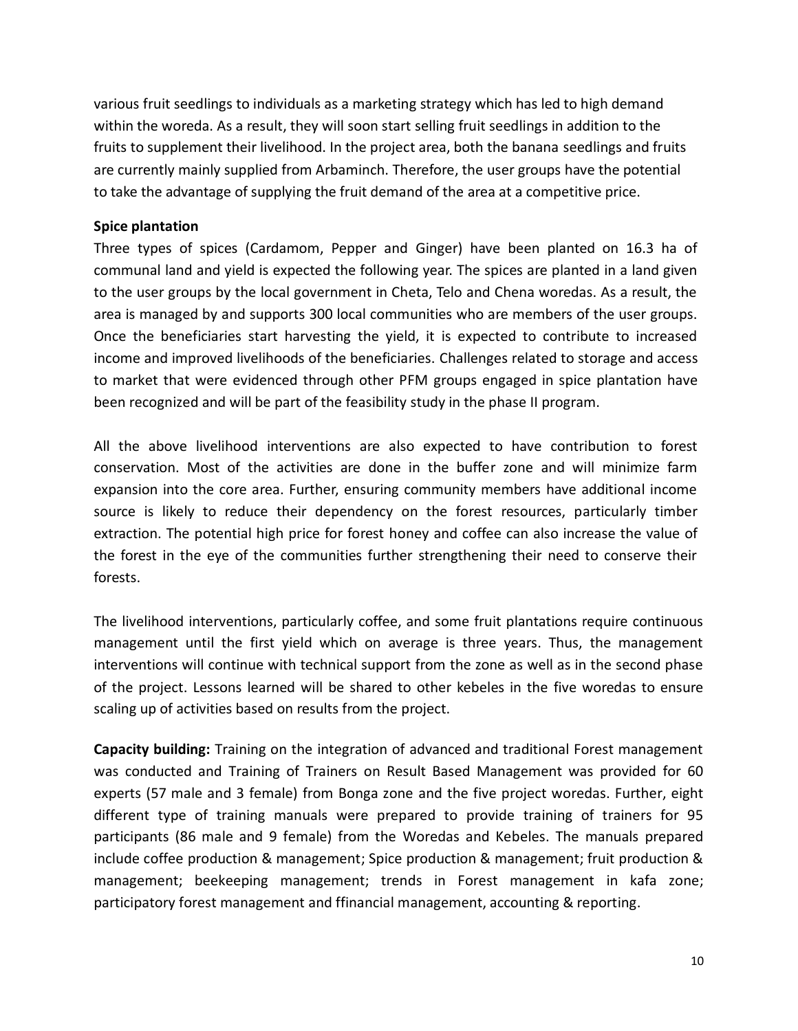various fruit seedlings to individuals as a marketing strategy which has led to high demand within the woreda. As a result, they will soon start selling fruit seedlings in addition to the fruits to supplement their livelihood. In the project area, both the banana seedlings and fruits are currently mainly supplied from Arbaminch. Therefore, the user groups have the potential to take the advantage of supplying the fruit demand of the area at a competitive price.

**Spice plantation**

Three types of spices (Cardamom, Pepper and Ginger) have been planted on 16.3 ha of communal land and yield is expected the following year. The spices are planted in a land given to the user groups by the local government in Cheta, Telo and Chena woredas. As a result, the area is managed by and supports 300 local communities who are members of the user groups. Once the beneficiaries start harvesting the yield, it is expected to contribute to increased income and improved livelihoods of the beneficiaries. Challenges related to storage and access to market that were evidenced through other PFM groups engaged in spice plantation have been recognized and will be part of the feasibility study in the phase II program.

All the above livelihood interventions are also expected to have contribution to forest conservation. Most of the activities are done in the buffer zone and will minimize farm expansion into the core area. Further, ensuring community members have additional income source is likely to reduce their dependency on the forest resources, particularly timber extraction. The potential high price for forest honey and coffee can also increase the value of the forest in the eye of the communities further strengthening their need to conserve their forests.

The livelihood interventions, particularly coffee, and some fruit plantations require continuous management until the first yield which on average is three years. Thus, the management interventions will continue with technical support from the zone as well as in the second phase of the project. Lessons learned will be shared to other kebeles in the five woredas to ensure scaling up of activities based on results from the project.

**Capacity building:** Training on the integration of advanced and traditional Forest management was conducted and Training of Trainers on Result Based Management was provided for 60 experts (57 male and 3 female) from Bonga zone and the five project woredas. Further, eight different type of training manuals were prepared to provide training of trainers for 95 participants (86 male and 9 female) from the Woredas and Kebeles. The manuals prepared include coffee production & management; Spice production & management; fruit production & management; beekeeping management; trends in Forest management in kafa zone; participatory forest management and ffinancial management, accounting & reporting.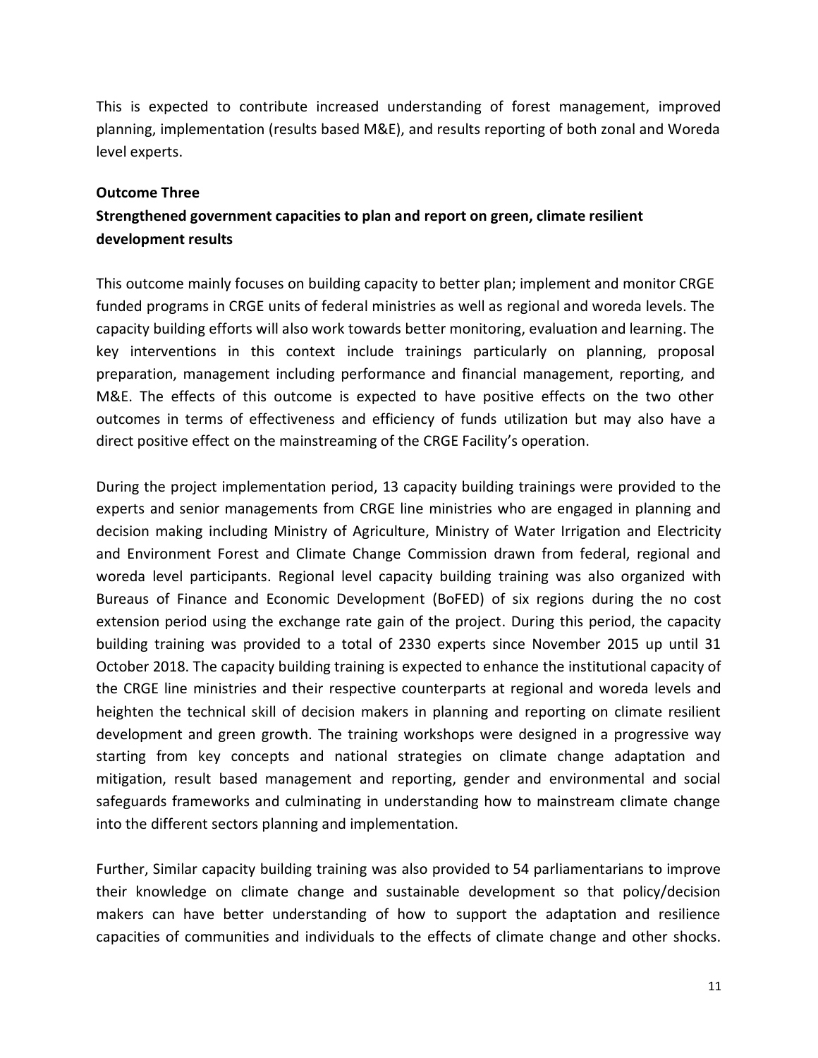This is expected to contribute increased understanding of forest management, improved planning, implementation (results based M&E), and results reporting of both zonal and Woreda level experts.

**Outcome Three**

**Strengthened government capacities to plan and report on green, climate resilient development results**

This outcome mainly focuses on building capacity to better plan; implement and monitor CRGE funded programs in CRGE units of federal ministries as well as regional and woreda levels. The capacity building efforts will also work towards better monitoring, evaluation and learning. The key interventions in this context include trainings particularly on planning, proposal preparation, management including performance and financial management, reporting, and M&E. The effects of this outcome is expected to have positive effects on the two other outcomes in terms of effectiveness and efficiency of funds utilization but may also have a direct positive effect on the mainstreaming of the CRGE Facility's operation.

During the project implementation period, 13 capacity building trainings were provided to the experts and senior managements from CRGE line ministries who are engaged in planning and decision making including Ministry of Agriculture, Ministry of Water Irrigation and Electricity and Environment Forest and Climate Change Commission drawn from federal, regional and woreda level participants. Regional level capacity building training was also organized with Bureaus of Finance and Economic Development (BoFED) of six regions during the no cost extension period using the exchange rate gain of the project. During this period, the capacity building training was provided to a total of 2330 experts since November 2015 up until 31 October 2018. The capacity building training is expected to enhance the institutional capacity of the CRGE line ministries and their respective counterparts at regional and woreda levels and heighten the technical skill of decision makers in planning and reporting on climate resilient development and green growth. The training workshops were designed in a progressive way starting from key concepts and national strategies on climate change adaptation and mitigation, result based management and reporting, gender and environmental and social safeguards frameworks and culminating in understanding how to mainstream climate change into the different sectors planning and implementation.

Further, Similar capacity building training was also provided to 54 parliamentarians to improve their knowledge on climate change and sustainable development so that policy/decision makers can have better understanding of how to support the adaptation and resilience capacities of communities and individuals to the effects of climate change and other shocks.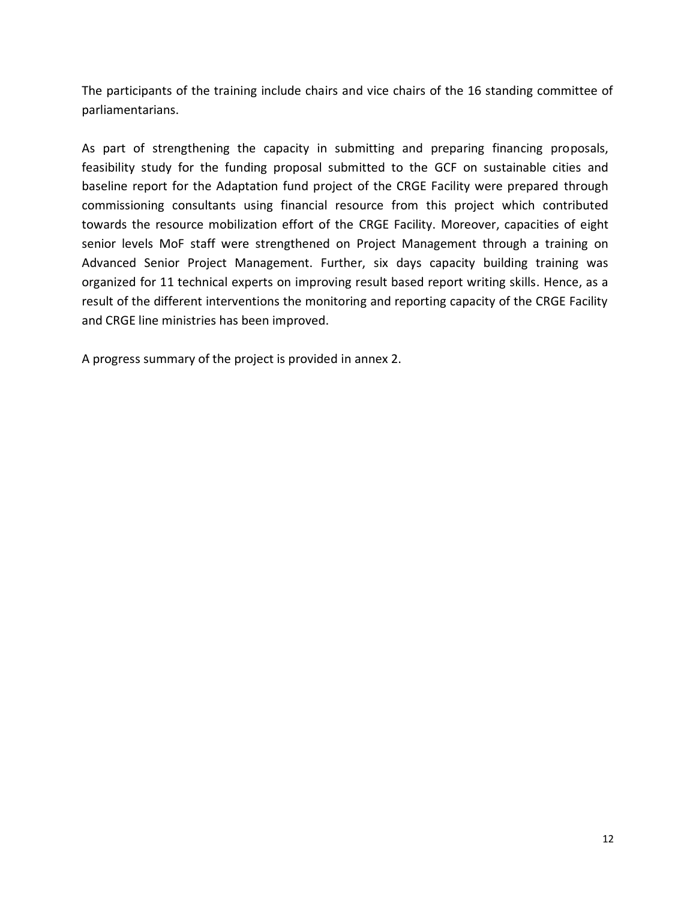The participants of the training include chairs and vice chairs of the 16 standing committee of parliamentarians.

As part of strengthening the capacity in submitting and preparing financing proposals, feasibility study for the funding proposal submitted to the GCF on sustainable cities and baseline report for the Adaptation fund project of the CRGE Facility were prepared through commissioning consultants using financial resource from this project which contributed towards the resource mobilization effort of the CRGE Facility. Moreover, capacities of eight senior levels MoF staff were strengthened on Project Management through a training on Advanced Senior Project Management. Further, six days capacity building training was organized for 11 technical experts on improving result based report writing skills. Hence, as a result of the different interventions the monitoring and reporting capacity of the CRGE Facility and CRGE line ministries has been improved.

A progress summary of the project is provided in annex 2.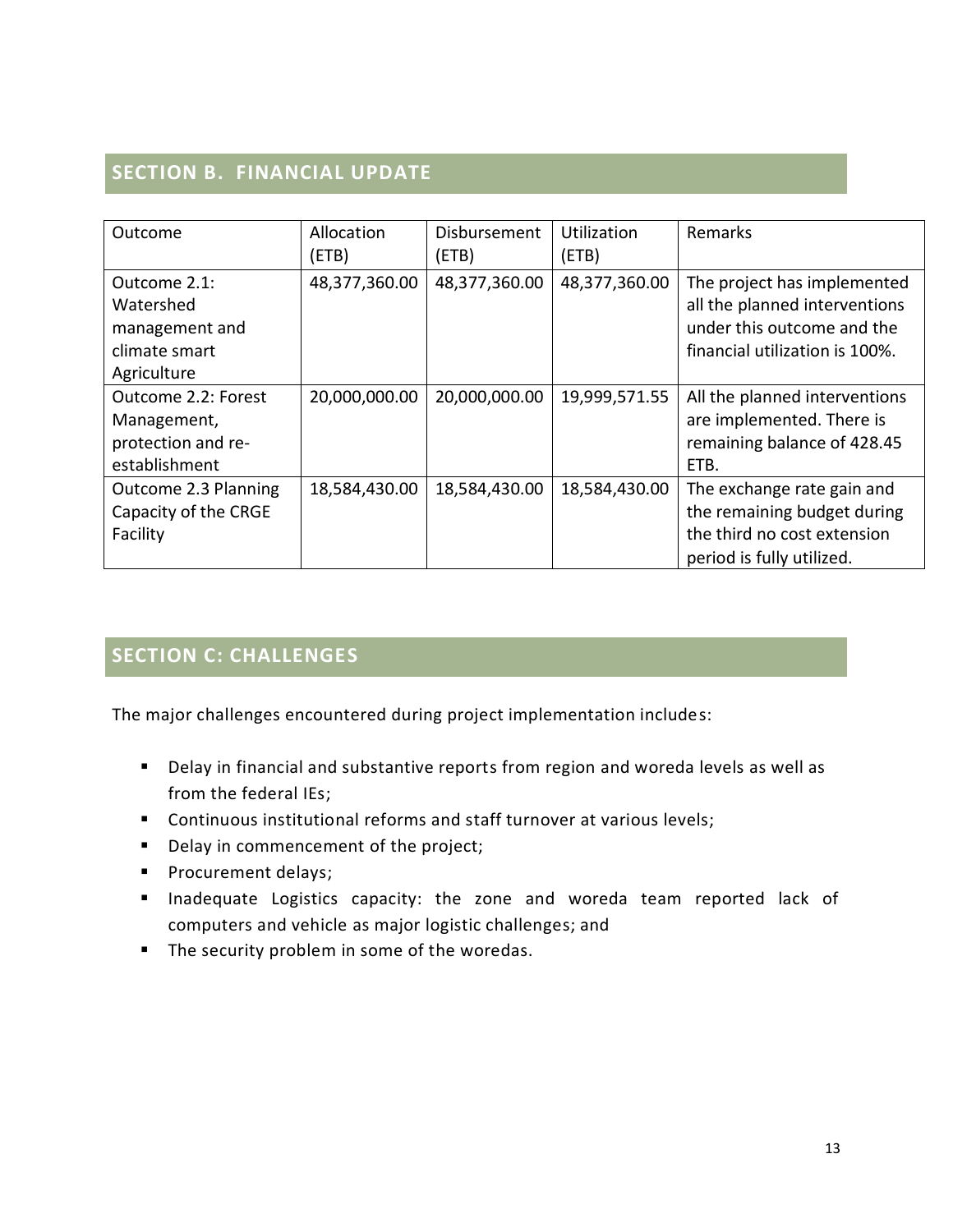## SECTION B. FINANCIAL UPDATE

| Outcome | Allocation (ETB) | Disbursement (ETB) | Utilization (ETB) | Remarks |
|---|---|---|---|---|
| Outcome 2.1: Watershed management and climate smart Agriculture | 48,377,360.00 | 48,377,360.00 | 48,377,360.00 | The project has implemented all the planned interventions under this outcome and the financial utilization is 100%. |
| Outcome 2.2: Forest Management, protection and re-establishment | 20,000,000.00 | 20,000,000.00 | 19,999,571.55 | All the planned interventions are implemented. There is remaining balance of 428.45 ETB. |
| Outcome 2.3 Planning Capacity of the CRGE Facility | 18,584,430.00 | 18,584,430.00 | 18,584,430.00 | The exchange rate gain and the remaining budget during the third no cost extension period is fully utilized. |

## SECTION C: CHALLENGES

The major challenges encountered during project implementation includes:

- Delay in financial and substantive reports from region and woreda levels as well as from the federal IEs;
- Continuous institutional reforms and staff turnover at various levels;
- Delay in commencement of the project;
- Procurement delays;
- Inadequate Logistics capacity: the zone and woreda team reported lack of computers and vehicle as major logistic challenges; and
- The security problem in some of the woredas.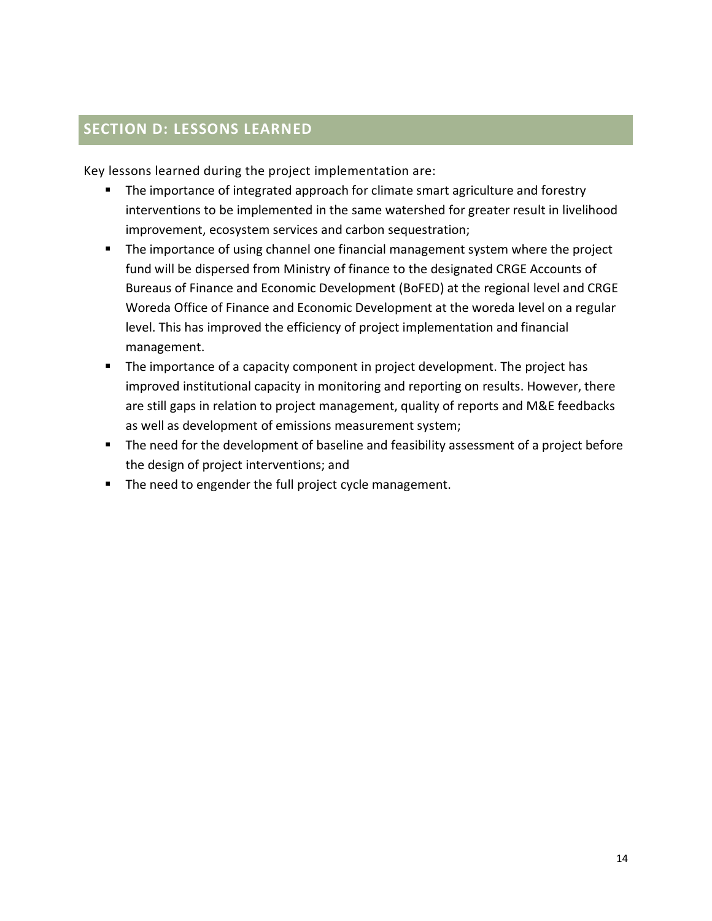## SECTION D: LESSONS LEARNED

Key lessons learned during the project implementation are:

- The importance of integrated approach for climate smart agriculture and forestry interventions to be implemented in the same watershed for greater result in livelihood improvement, ecosystem services and carbon sequestration;
- The importance of using channel one financial management system where the project fund will be dispersed from Ministry of finance to the designated CRGE Accounts of Bureaus of Finance and Economic Development (BoFED) at the regional level and CRGE Woreda Office of Finance and Economic Development at the woreda level on a regular level. This has improved the efficiency of project implementation and financial management.
- The importance of a capacity component in project development. The project has improved institutional capacity in monitoring and reporting on results. However, there are still gaps in relation to project management, quality of reports and M&E feedbacks as well as development of emissions measurement system;
- The need for the development of baseline and feasibility assessment of a project before the design of project interventions; and
- The need to engender the full project cycle management.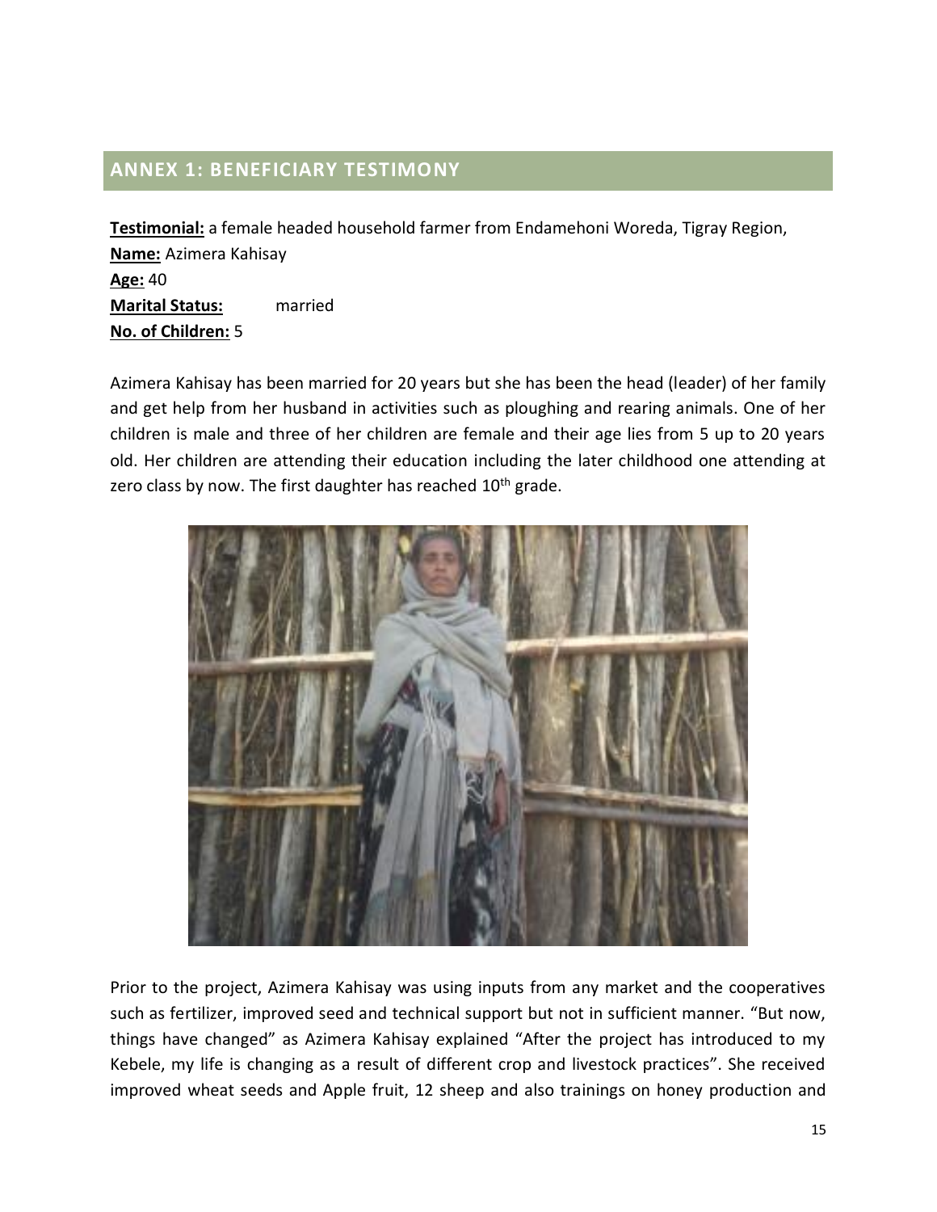## ANNEX 1: BENEFICIARY TESTIMONY

**Testimonial:** a female headed household farmer from Endamehoni Woreda, Tigray Region,
**Name:** Azimera Kahisay
**Age:** 40
**Marital Status:** married
**No. of Children:** 5

Azimera Kahisay has been married for 20 years but she has been the head (leader) of her family and get help from her husband in activities such as ploughing and rearing animals. One of her children is male and three of her children are female and their age lies from 5 up to 20 years old. Her children are attending their education including the later childhood one attending at zero class by now. The first daughter has reached 10th grade.

Prior to the project, Azimera Kahisay was using inputs from any market and the cooperatives such as fertilizer, improved seed and technical support but not in sufficient manner. "But now, things have changed" as Azimera Kahisay explained "After the project has introduced to my Kebele, my life is changing as a result of different crop and livestock practices". She received improved wheat seeds and Apple fruit, 12 sheep and also trainings on honey production and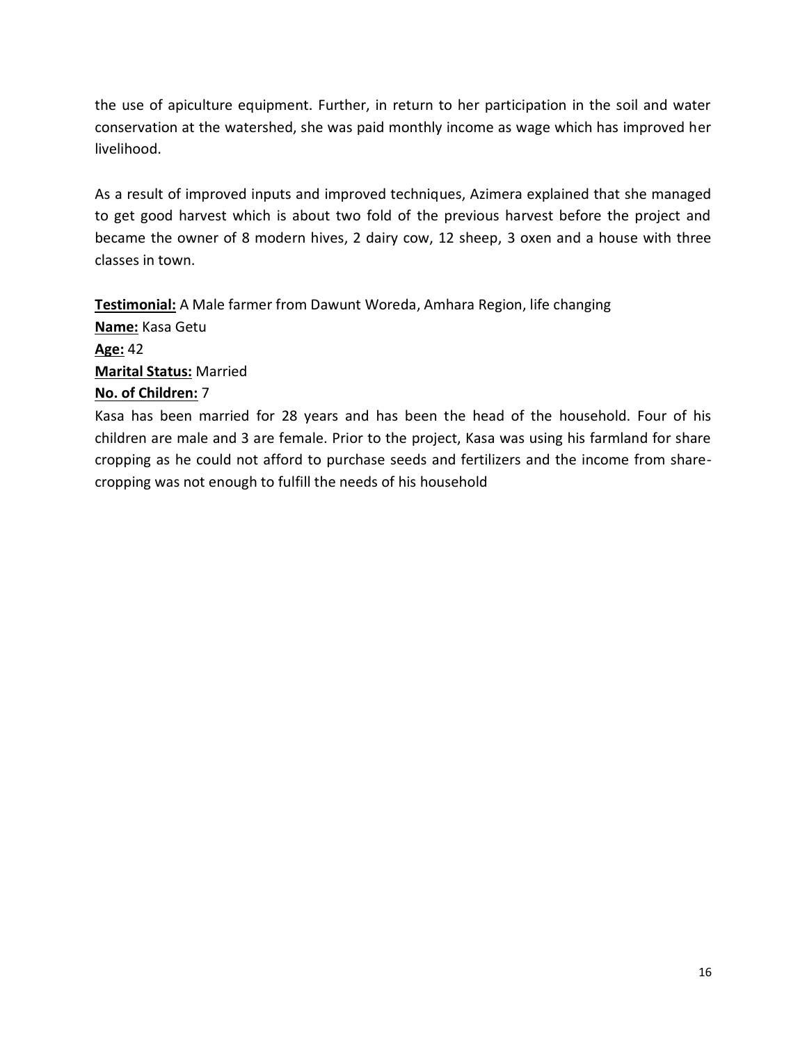the use of apiculture equipment. Further, in return to her participation in the soil and water conservation at the watershed, she was paid monthly income as wage which has improved her livelihood.

As a result of improved inputs and improved techniques, Azimera explained that she managed to get good harvest which is about two fold of the previous harvest before the project and became the owner of 8 modern hives, 2 dairy cow, 12 sheep, 3 oxen and a house with three classes in town.

**Testimonial:** A Male farmer from Dawunt Woreda, Amhara Region, life changing
**Name:** Kasa Getu
**Age:** 42
**Marital Status:** Married
**No. of Children:** 7

Kasa has been married for 28 years and has been the head of the household. Four of his children are male and 3 are female. Prior to the project, Kasa was using his farmland for share cropping as he could not afford to purchase seeds and fertilizers and the income from share-cropping was not enough to fulfill the needs of his household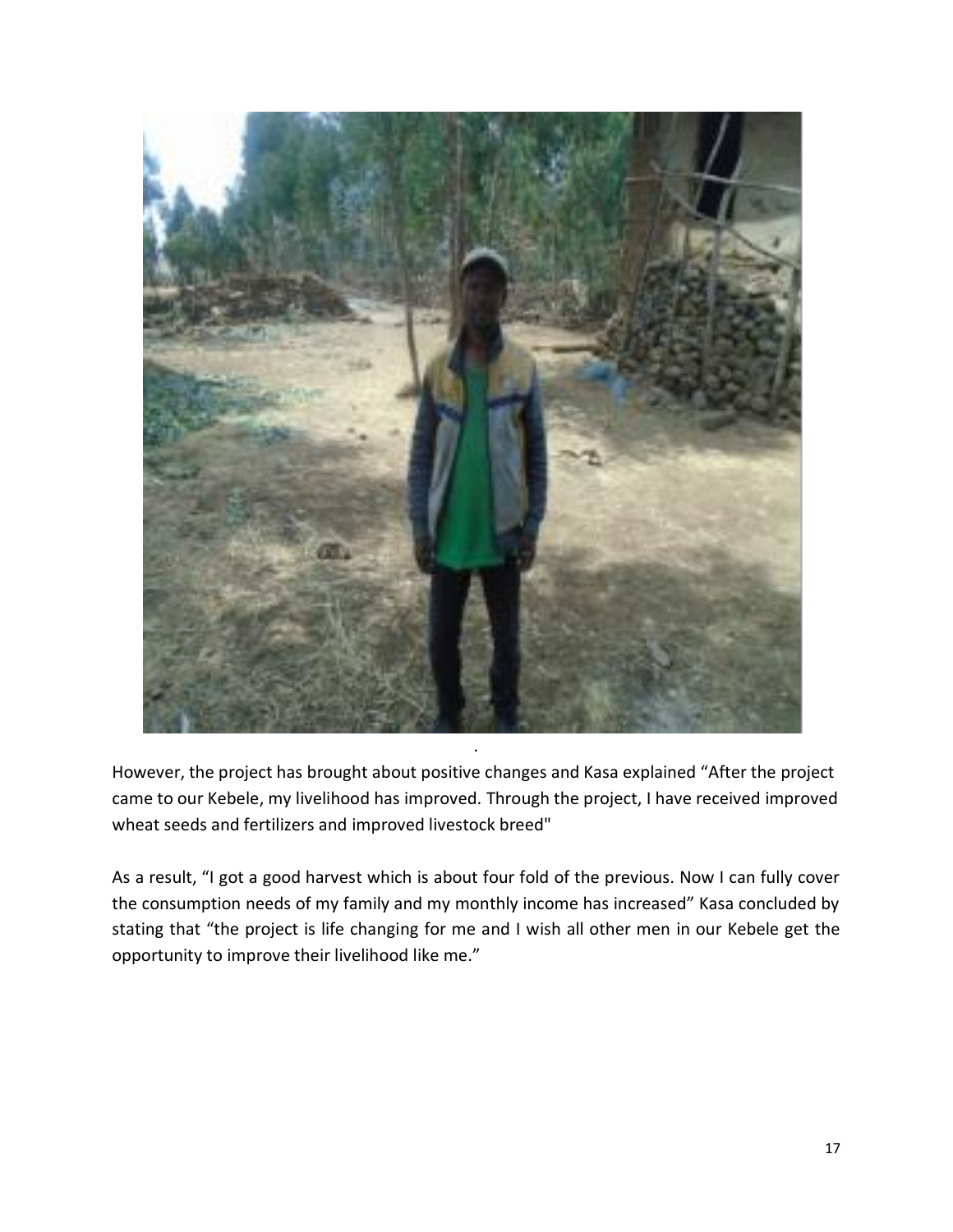However, the project has brought about positive changes and Kasa explained "After the project came to our Kebele, my livelihood has improved. Through the project, I have received improved wheat seeds and fertilizers and improved livestock breed"

As a result, "I got a good harvest which is about four fold of the previous. Now I can fully cover the consumption needs of my family and my monthly income has increased" Kasa concluded by stating that "the project is life changing for me and I wish all other men in our Kebele get the opportunity to improve their livelihood like me."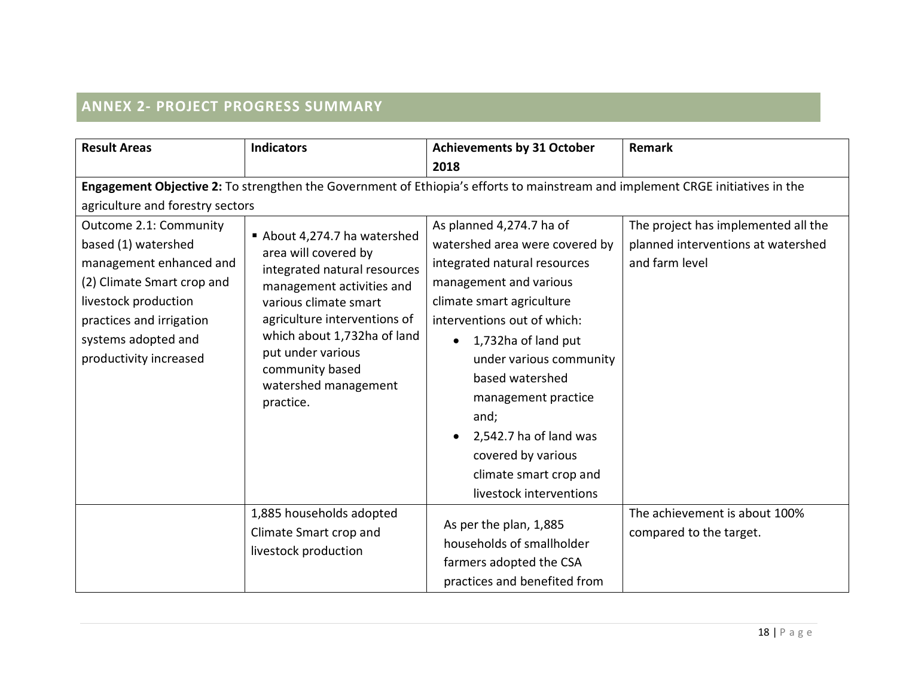## ANNEX 2- PROJECT PROGRESS SUMMARY

| Result Areas | Indicators | Achievements by 31 October 2018 | Remark |
|---|---|---|---|
| **Engagement Objective 2:** To strengthen the Government of Ethiopia's efforts to mainstream and implement CRGE initiatives in the agriculture and forestry sectors | | | |
| Outcome 2.1: Community based (1) watershed management enhanced and (2) Climate Smart crop and livestock production practices and irrigation systems adopted and productivity increased | ▪ About 4,274.7 ha watershed area will covered by integrated natural resources management activities and various climate smart agriculture interventions of which about 1,732ha of land put under various community based watershed management practice. | As planned 4,274.7 ha of watershed area were covered by integrated natural resources management and various climate smart agriculture interventions out of which: <br>• 1,732ha of land put under various community based watershed management practice and; <br>• 2,542.7 ha of land was covered by various climate smart crop and livestock interventions | The project has implemented all the planned interventions at watershed and farm level |
| | 1,885 households adopted Climate Smart crop and livestock production | As per the plan, 1,885 households of smallholder farmers adopted the CSA practices and benefited from | The achievement is about 100% compared to the target. |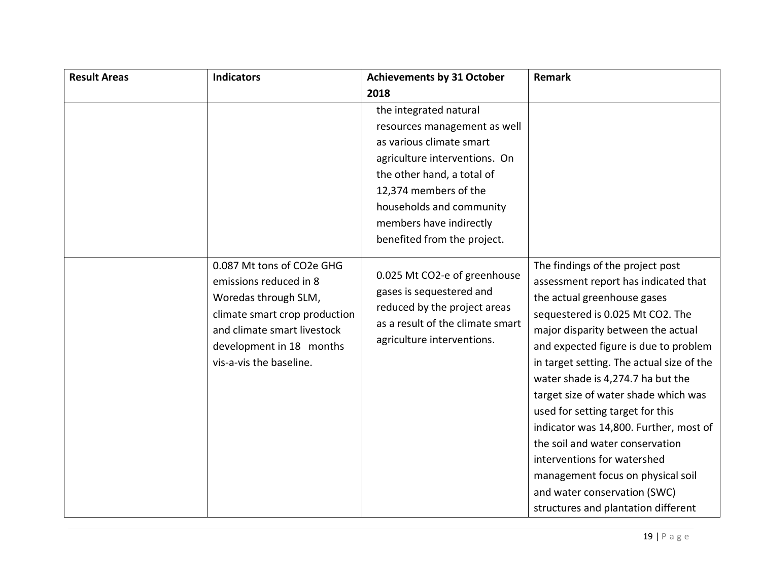| Result Areas | Indicators | Achievements by 31 October 2018 | Remark |
|---|---|---|---|
| | | the integrated natural resources management as well as various climate smart agriculture interventions. On the other hand, a total of 12,374 members of the households and community members have indirectly benefited from the project. | |
| | 0.087 Mt tons of $CO_2e$ GHG emissions reduced in 8 Woredas through SLM, climate smart crop production and climate smart livestock development in 18 months vis-a-vis the baseline. | 0.025 Mt $CO_2$-e of greenhouse gases is sequestered and reduced by the project areas as a result of the climate smart agriculture interventions. | The findings of the project post assessment report has indicated that the actual greenhouse gases sequestered is 0.025 Mt $CO_2$. The major disparity between the actual and expected figure is due to problem in target setting. The actual size of the water shade is 4,274.7 ha but the target size of water shade which was used for setting target for this indicator was 14,800. Further, most of the soil and water conservation interventions for watershed management focus on physical soil and water conservation (SWC) structures and plantation different |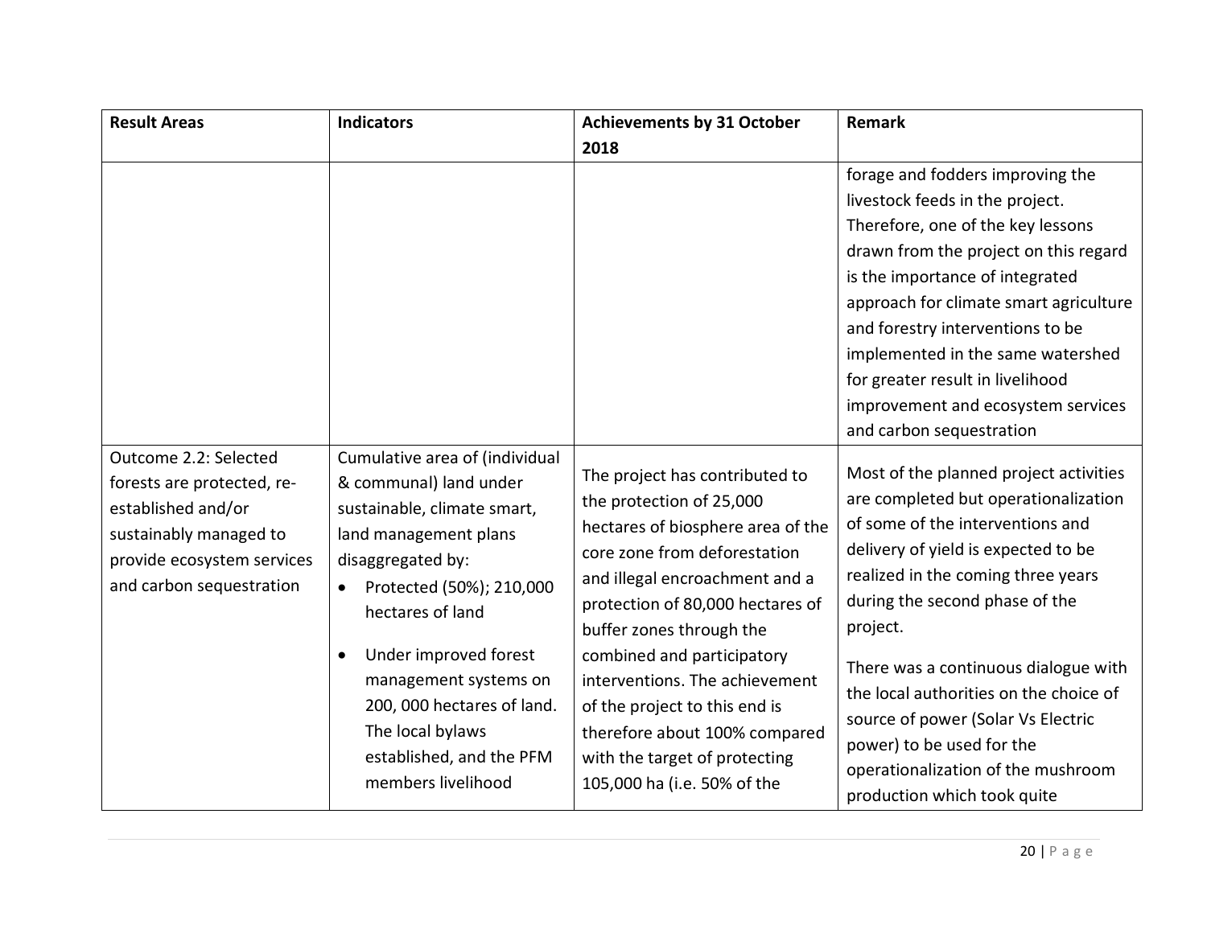| Result Areas | Indicators | Achievements by 31 October 2018 | Remark |
|---|---|---|---|
| | | | forage and fodders improving the livestock feeds in the project. Therefore, one of the key lessons drawn from the project on this regard is the importance of integrated approach for climate smart agriculture and forestry interventions to be implemented in the same watershed for greater result in livelihood improvement and ecosystem services and carbon sequestration |
| Outcome 2.2: Selected forests are protected, re-established and/or sustainably managed to provide ecosystem services and carbon sequestration | Cumulative area of (individual & communal) land under sustainable, climate smart, land management plans disaggregated by:<br>• Protected (50%); 210,000 hectares of land<br>• Under improved forest management systems on 200, 000 hectares of land. The local bylaws established, and the PFM members livelihood | The project has contributed to the protection of 25,000 hectares of biosphere area of the core zone from deforestation and illegal encroachment and a protection of 80,000 hectares of buffer zones through the combined and participatory interventions. The achievement of the project to this end is therefore about 100% compared with the target of protecting 105,000 ha (i.e. 50% of the | Most of the planned project activities are completed but operationalization of some of the interventions and delivery of yield is expected to be realized in the coming three years during the second phase of the project.<br><br>There was a continuous dialogue with the local authorities on the choice of source of power (Solar Vs Electric power) to be used for the operationalization of the mushroom production which took quite |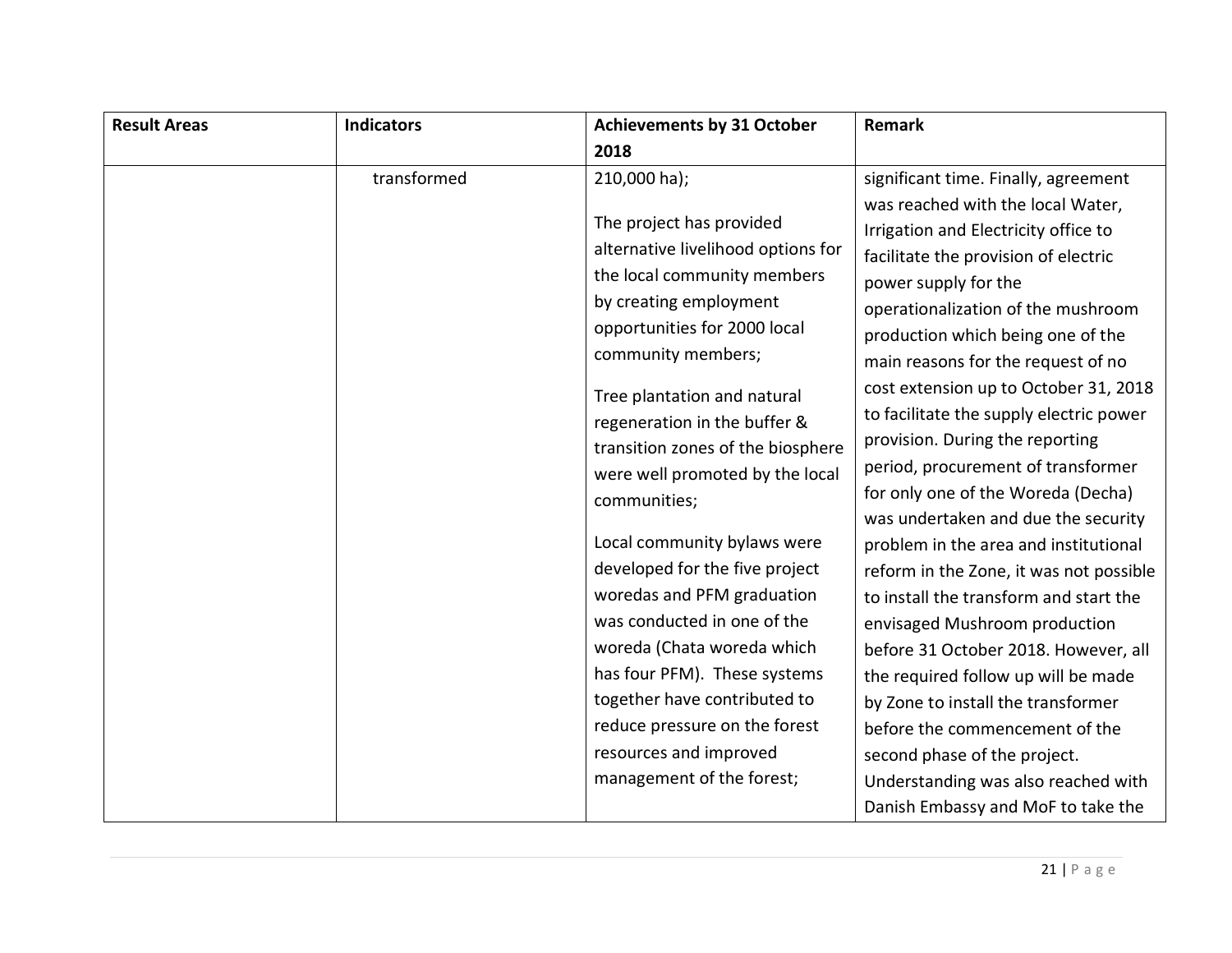| Result Areas | Indicators | Achievements by 31 October 2018 | Remark |
|---|---|---|---|
| | transformed | 210,000 ha);<br><br>The project has provided alternative livelihood options for the local community members by creating employment opportunities for 2000 local community members;<br><br>Tree plantation and natural regeneration in the buffer & transition zones of the biosphere were well promoted by the local communities;<br><br>Local community bylaws were developed for the five project woredas and PFM graduation was conducted in one of the woreda (Chata woreda which has four PFM). These systems together have contributed to reduce pressure on the forest resources and improved management of the forest; | significant time. Finally, agreement was reached with the local Water, Irrigation and Electricity office to facilitate the provision of electric power supply for the operationalization of the mushroom production which being one of the main reasons for the request of no cost extension up to October 31, 2018 to facilitate the supply electric power provision. During the reporting period, procurement of transformer for only one of the Woreda (Decha) was undertaken and due the security problem in the area and institutional reform in the Zone, it was not possible to install the transform and start the envisaged Mushroom production before 31 October 2018. However, all the required follow up will be made by Zone to install the transformer before the commencement of the second phase of the project. Understanding was also reached with Danish Embassy and MoF to take the |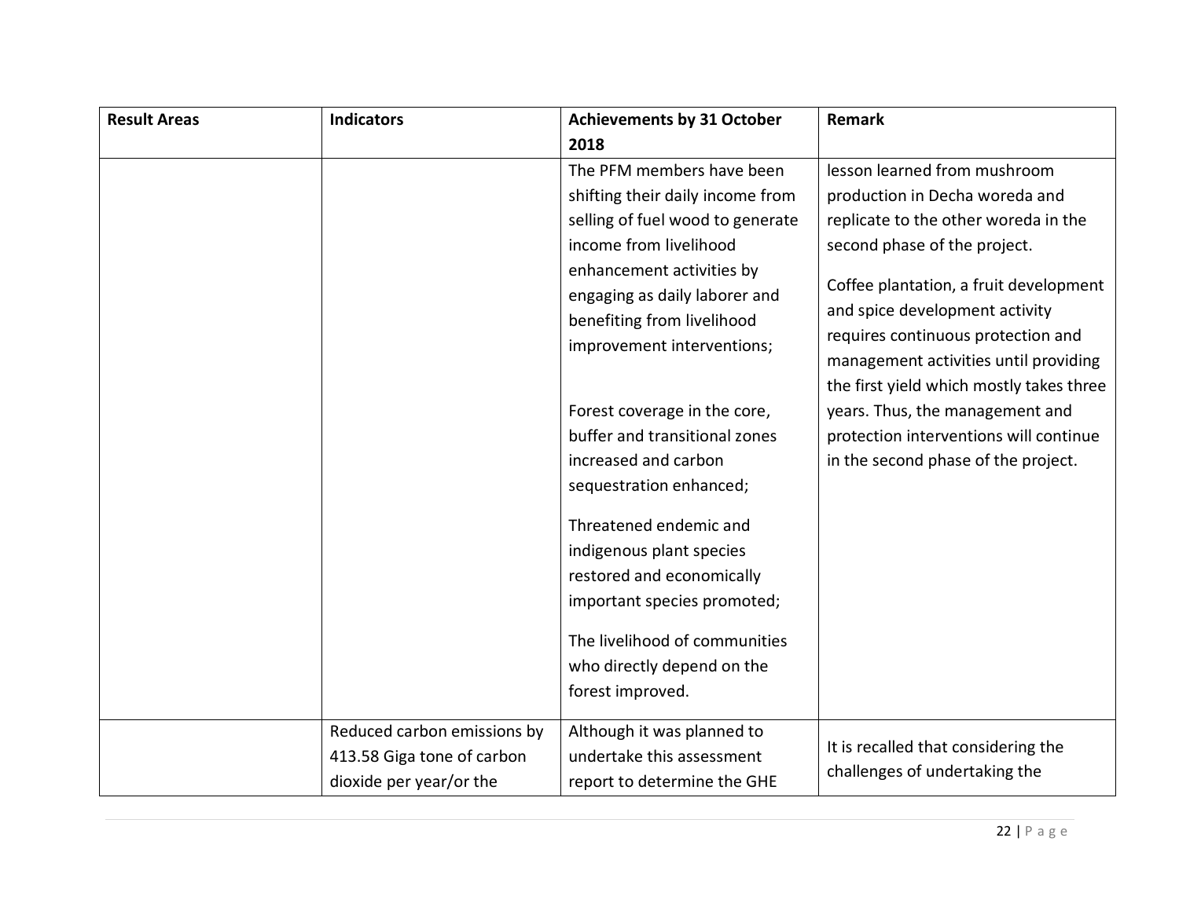| Result Areas | Indicators | Achievements by 31 October 2018 | Remark |
|---|---|---|---|
| | | The PFM members have been shifting their daily income from selling of fuel wood to generate income from livelihood enhancement activities by engaging as daily laborer and benefiting from livelihood improvement interventions;<br><br>Forest coverage in the core, buffer and transitional zones increased and carbon sequestration enhanced;<br><br>Threatened endemic and indigenous plant species restored and economically important species promoted;<br><br>The livelihood of communities who directly depend on the forest improved. | lesson learned from mushroom production in Decha woreda and replicate to the other woreda in the second phase of the project.<br><br>Coffee plantation, a fruit development and spice development activity requires continuous protection and management activities until providing the first yield which mostly takes three years. Thus, the management and protection interventions will continue in the second phase of the project. |
| | Reduced carbon emissions by 413.58 Giga tone of carbon dioxide per year/or the | Although it was planned to undertake this assessment report to determine the GHE | It is recalled that considering the challenges of undertaking the |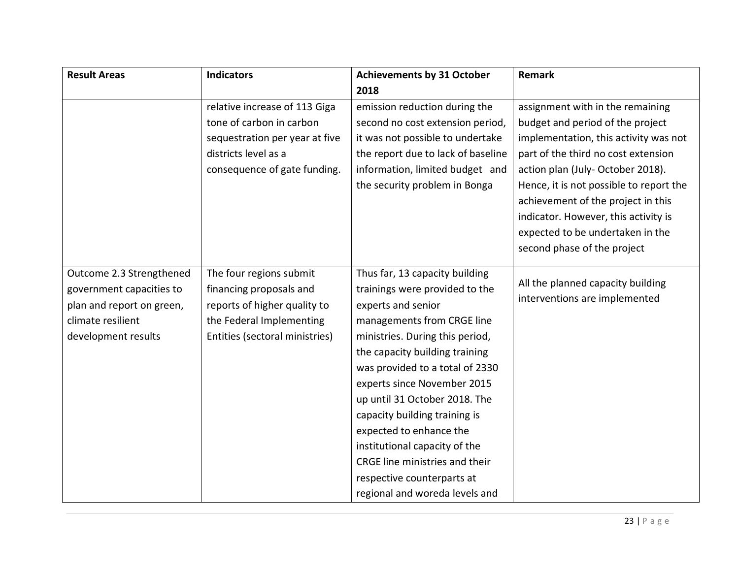| Result Areas | Indicators | Achievements by 31 October 2018 | Remark |
|---|---|---|---|
| | relative increase of 113 Giga tone of carbon in carbon sequestration per year at five districts level as a consequence of gate funding. | emission reduction during the second no cost extension period, it was not possible to undertake the report due to lack of baseline information, limited budget and the security problem in Bonga | assignment with in the remaining budget and period of the project implementation, this activity was not part of the third no cost extension action plan (July- October 2018). Hence, it is not possible to report the achievement of the project in this indicator. However, this activity is expected to be undertaken in the second phase of the project |
| Outcome 2.3 Strengthened government capacities to plan and report on green, climate resilient development results | The four regions submit financing proposals and reports of higher quality to the Federal Implementing Entities (sectoral ministries) | Thus far, 13 capacity building trainings were provided to the experts and senior managements from CRGE line ministries. During this period, the capacity building training was provided to a total of 2330 experts since November 2015 up until 31 October 2018. The capacity building training is expected to enhance the institutional capacity of the CRGE line ministries and their respective counterparts at regional and woreda levels and | All the planned capacity building interventions are implemented |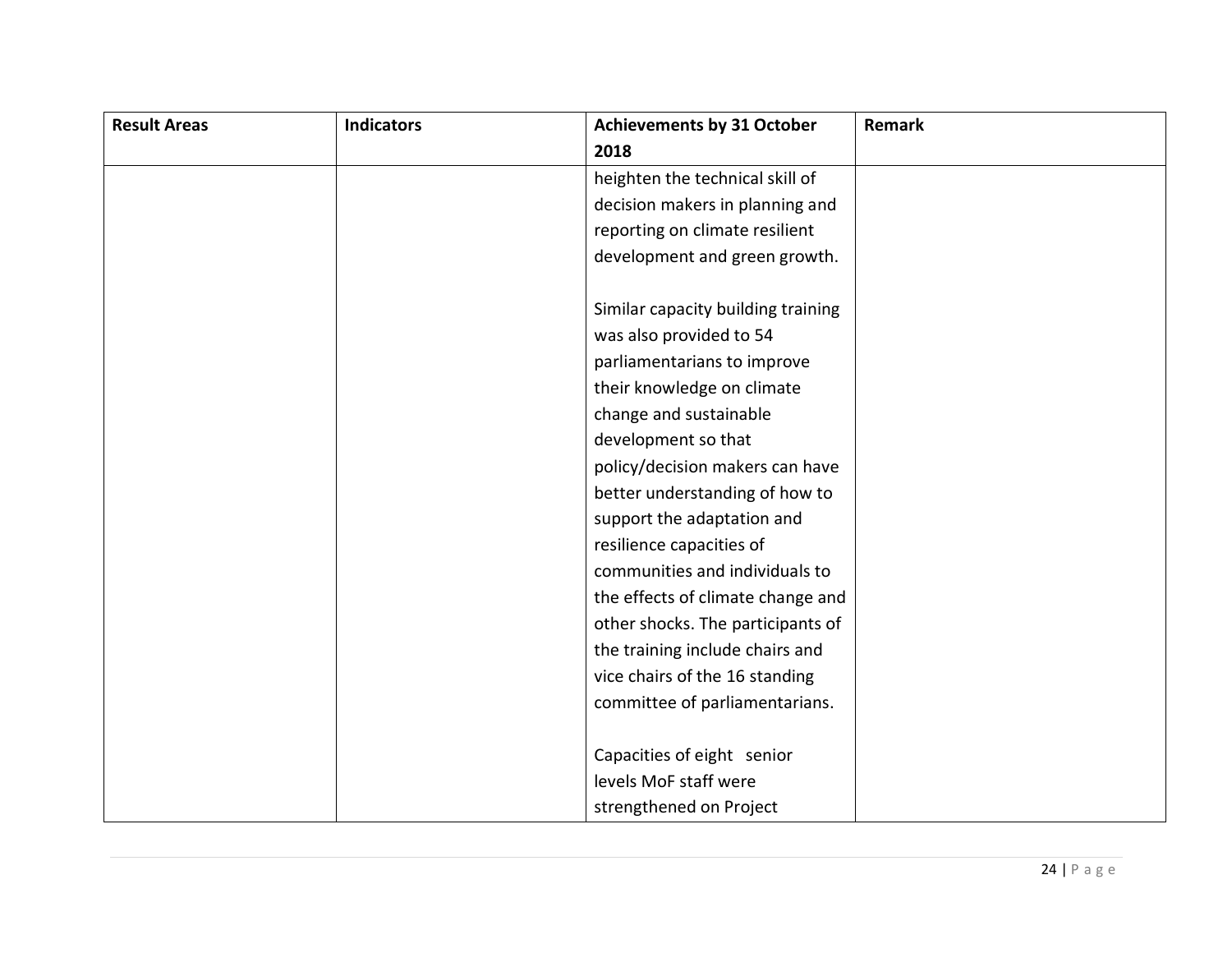| Result Areas | Indicators | Achievements by 31 October 2018 | Remark |
| --- | --- | --- | --- |
| | | heighten the technical skill of decision makers in planning and reporting on climate resilient development and green growth.<br><br>Similar capacity building training was also provided to 54 parliamentarians to improve their knowledge on climate change and sustainable development so that policy/decision makers can have better understanding of how to support the adaptation and resilience capacities of communities and individuals to the effects of climate change and other shocks. The participants of the training include chairs and vice chairs of the 16 standing committee of parliamentarians.<br><br>Capacities of eight senior levels MoF staff were strengthened on Project | |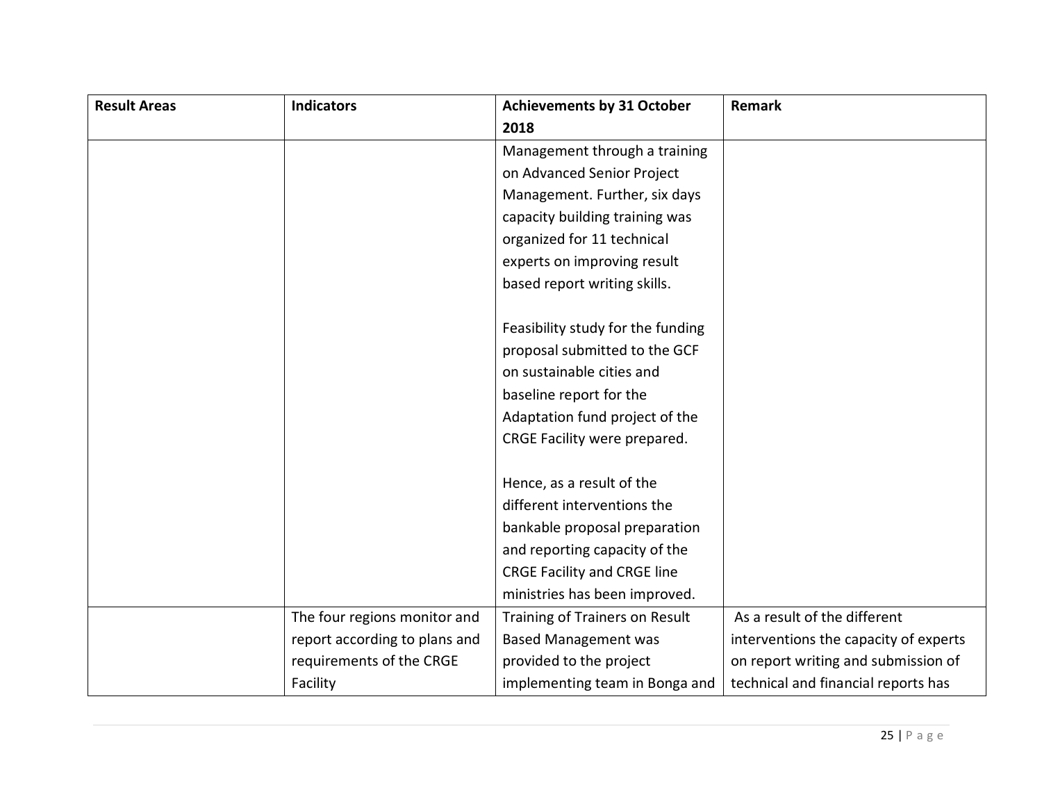| Result Areas | Indicators | Achievements by 31 October 2018 | Remark |
|---|---|---|---|
| | | Management through a training on Advanced Senior Project Management. Further, six days capacity building training was organized for 11 technical experts on improving result based report writing skills.<br><br>Feasibility study for the funding proposal submitted to the GCF on sustainable cities and baseline report for the Adaptation fund project of the CRGE Facility were prepared.<br><br>Hence, as a result of the different interventions the bankable proposal preparation and reporting capacity of the CRGE Facility and CRGE line ministries has been improved. | |
| | The four regions monitor and report according to plans and requirements of the CRGE Facility | Training of Trainers on Result Based Management was provided to the project implementing team in Bonga and | As a result of the different interventions the capacity of experts on report writing and submission of technical and financial reports has |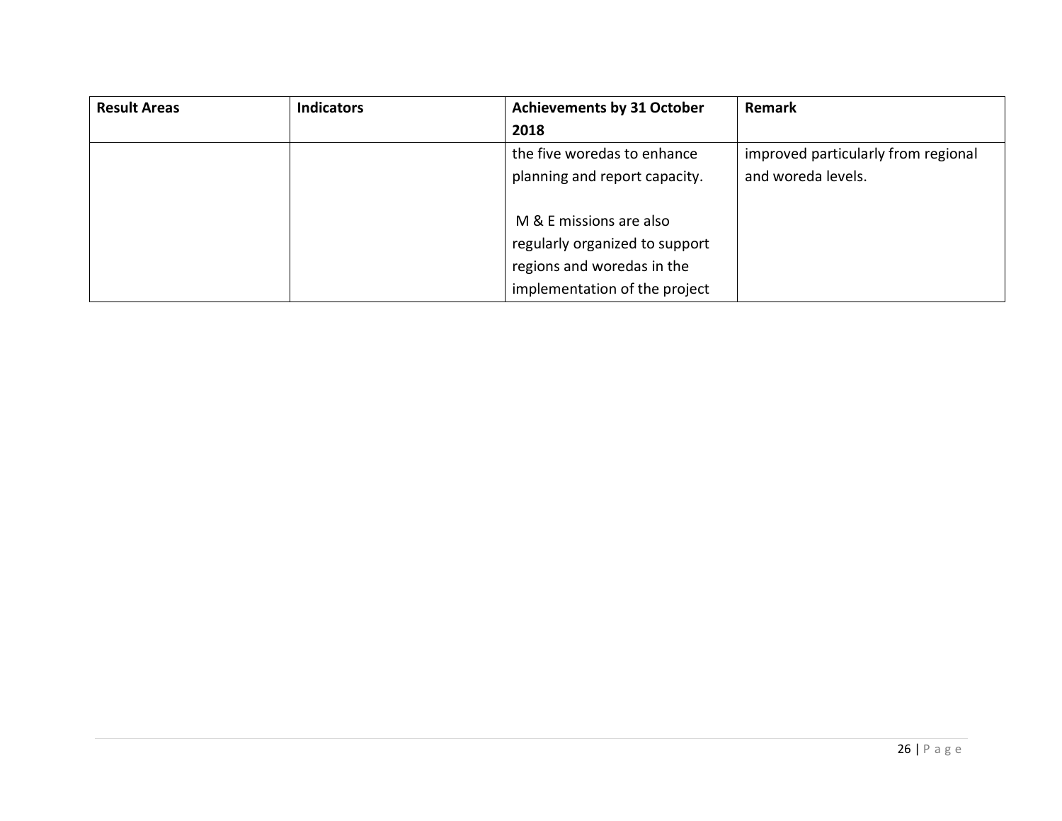| Result Areas | Indicators | Achievements by 31 October 2018 | Remark |
|---|---|---|---|
| | | the five woredas to enhance planning and report capacity.<br><br>M & E missions are also regularly organized to support regions and woredas in the implementation of the project | improved particularly from regional and woreda levels. |